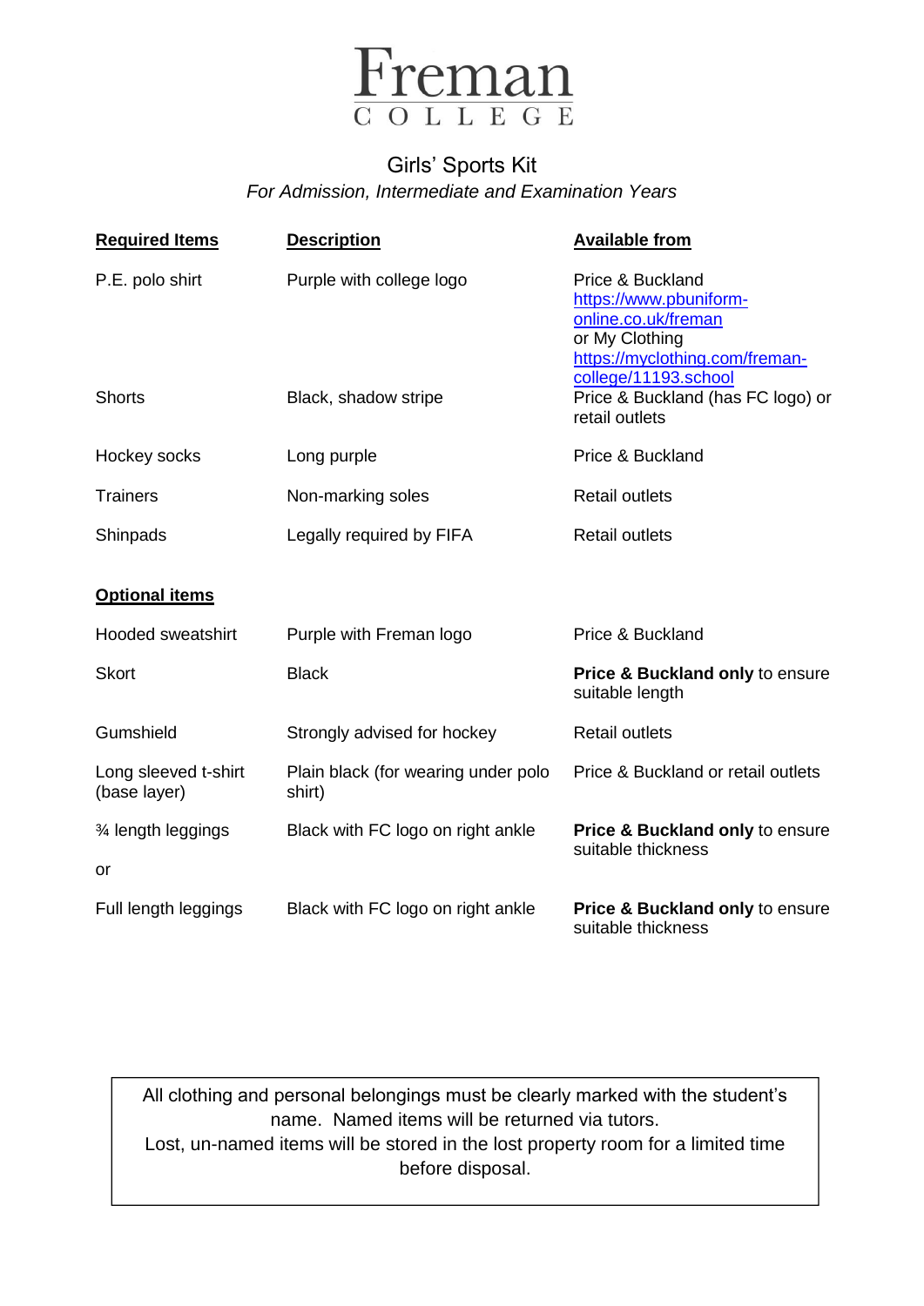# Freman COLLEGE

## Girls' Sports Kit

*For Admission, Intermediate and Examination Years*

| Required Items | Description | Available from |
| --- | --- | --- |
| P.E. polo shirt | Purple with college logo | Price & Buckland https://www.pbuniform-online.co.uk/freman or My Clothing https://myclothing.com/freman-college/11193.school |
| Shorts | Black, shadow stripe | Price & Buckland (has FC logo) or retail outlets |
| Hockey socks | Long purple | Price & Buckland |
| Trainers | Non-marking soles | Retail outlets |
| Shinpads | Legally required by FIFA | Retail outlets |
| **Optional items** | | |
| Hooded sweatshirt | Purple with Freman logo | Price & Buckland |
| Skort | Black | **Price & Buckland only** to ensure suitable length |
| Gumshield | Strongly advised for hockey | Retail outlets |
| Long sleeved t-shirt (base layer) | Plain black (for wearing under polo shirt) | Price & Buckland or retail outlets |
| ¾ length leggings | Black with FC logo on right ankle | **Price & Buckland only** to ensure suitable thickness |
| or | | |
| Full length leggings | Black with FC logo on right ankle | **Price & Buckland only** to ensure suitable thickness |

All clothing and personal belongings must be clearly marked with the student's name. Named items will be returned via tutors.
Lost, un-named items will be stored in the lost property room for a limited time before disposal.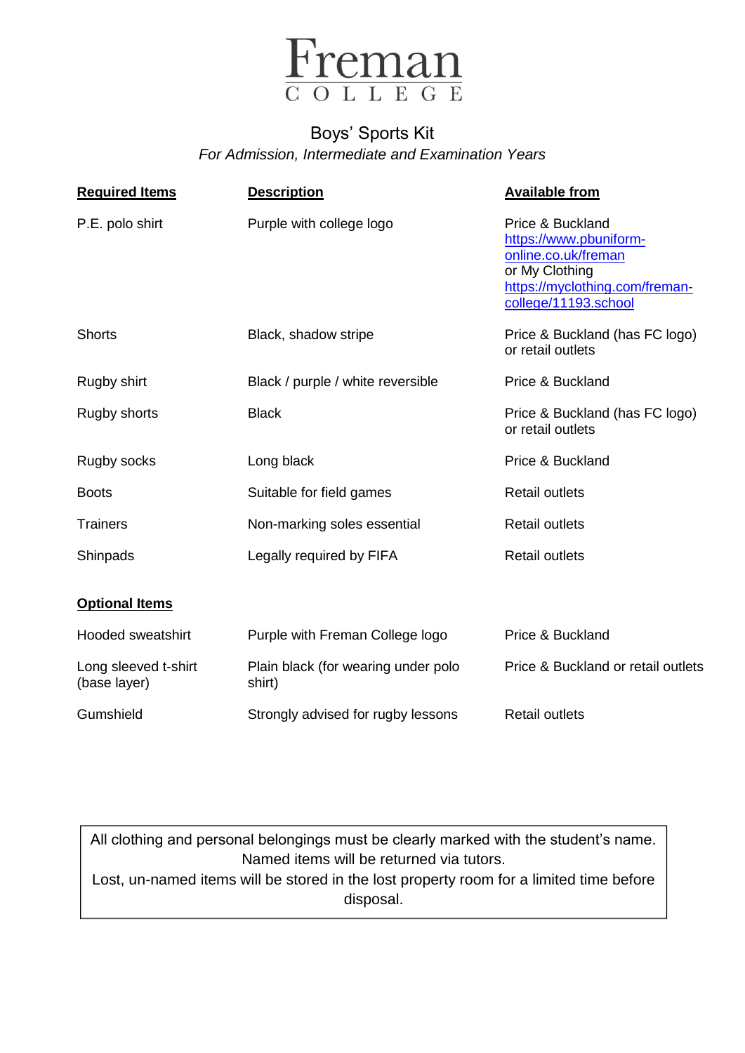# Freman COLLEGE

## Boys' Sports Kit

*For Admission, Intermediate and Examination Years*

| **Required Items** | **Description** | **Available from** |
|---|---|---|
| P.E. polo shirt | Purple with college logo | Price & Buckland https://www.pbuniform-online.co.uk/freman or My Clothing https://myclothing.com/freman-college/11193.school |
| Shorts | Black, shadow stripe | Price & Buckland (has FC logo) or retail outlets |
| Rugby shirt | Black / purple / white reversible | Price & Buckland |
| Rugby shorts | Black | Price & Buckland (has FC logo) or retail outlets |
| Rugby socks | Long black | Price & Buckland |
| Boots | Suitable for field games | Retail outlets |
| Trainers | Non-marking soles essential | Retail outlets |
| Shinpads | Legally required by FIFA | Retail outlets |
| **Optional Items** | | |
| Hooded sweatshirt | Purple with Freman College logo | Price & Buckland |
| Long sleeved t-shirt (base layer) | Plain black (for wearing under polo shirt) | Price & Buckland or retail outlets |
| Gumshield | Strongly advised for rugby lessons | Retail outlets |

All clothing and personal belongings must be clearly marked with the student's name. Named items will be returned via tutors.
Lost, un-named items will be stored in the lost property room for a limited time before disposal.